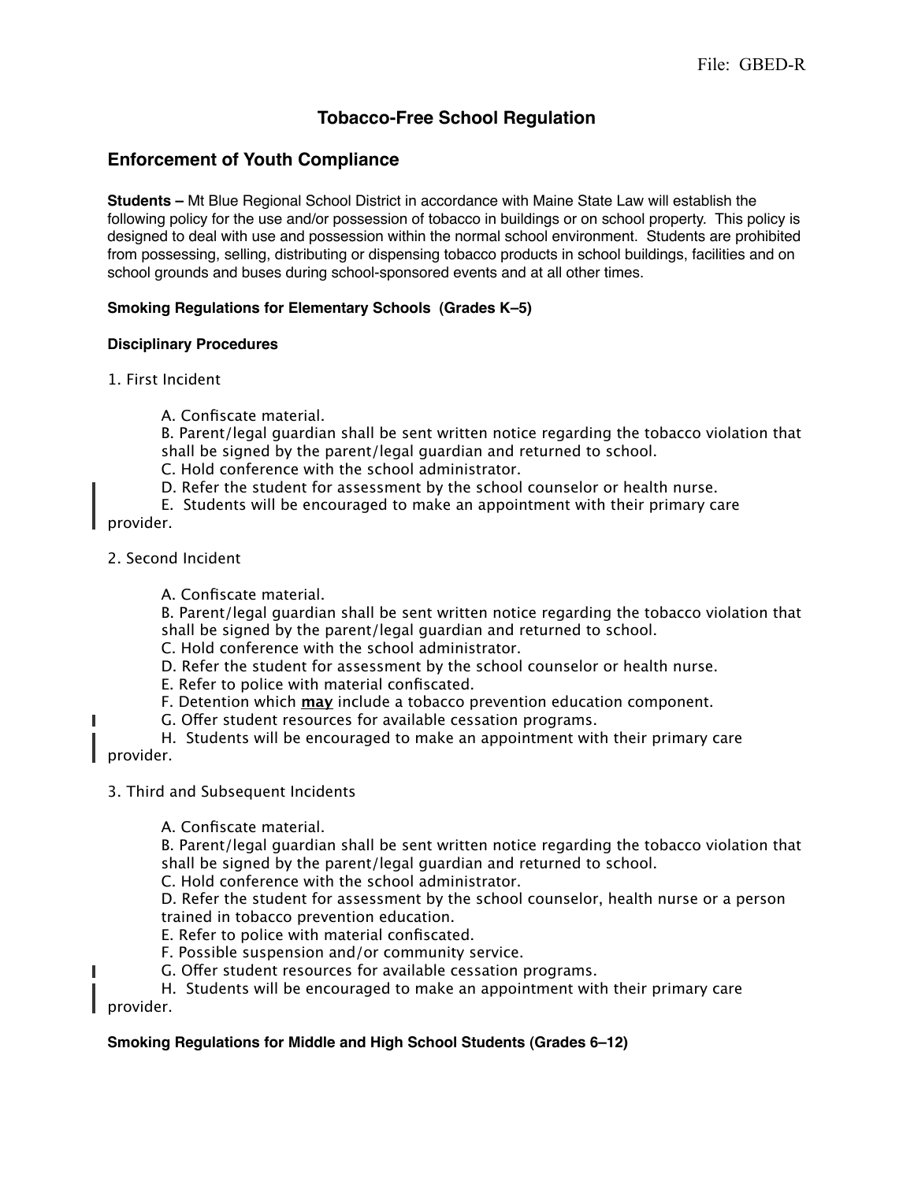File: GBED-R

# Tobacco-Free School Regulation

## Enforcement of Youth Compliance

**Students –** Mt Blue Regional School District in accordance with Maine State Law will establish the following policy for the use and/or possession of tobacco in buildings or on school property. This policy is designed to deal with use and possession within the normal school environment. Students are prohibited from possessing, selling, distributing or dispensing tobacco products in school buildings, facilities and on school grounds and buses during school-sponsored events and at all other times.

**Smoking Regulations for Elementary Schools (Grades K–5)**

**Disciplinary Procedures**

1. First Incident

   A. Confiscate material.
   B. Parent/legal guardian shall be sent written notice regarding the tobacco violation that shall be signed by the parent/legal guardian and returned to school.
   C. Hold conference with the school administrator.
   D. Refer the student for assessment by the school counselor or health nurse.
   E. Students will be encouraged to make an appointment with their primary care provider.

2. Second Incident

   A. Confiscate material.
   B. Parent/legal guardian shall be sent written notice regarding the tobacco violation that shall be signed by the parent/legal guardian and returned to school.
   C. Hold conference with the school administrator.
   D. Refer the student for assessment by the school counselor or health nurse.
   E. Refer to police with material confiscated.
   F. Detention which **<u>may</u>** include a tobacco prevention education component.
   G. Offer student resources for available cessation programs.
   H. Students will be encouraged to make an appointment with their primary care provider.

3. Third and Subsequent Incidents

   A. Confiscate material.
   B. Parent/legal guardian shall be sent written notice regarding the tobacco violation that shall be signed by the parent/legal guardian and returned to school.
   C. Hold conference with the school administrator.
   D. Refer the student for assessment by the school counselor, health nurse or a person trained in tobacco prevention education.
   E. Refer to police with material confiscated.
   F. Possible suspension and/or community service.
   G. Offer student resources for available cessation programs.
   H. Students will be encouraged to make an appointment with their primary care provider.

**Smoking Regulations for Middle and High School Students (Grades 6–12)**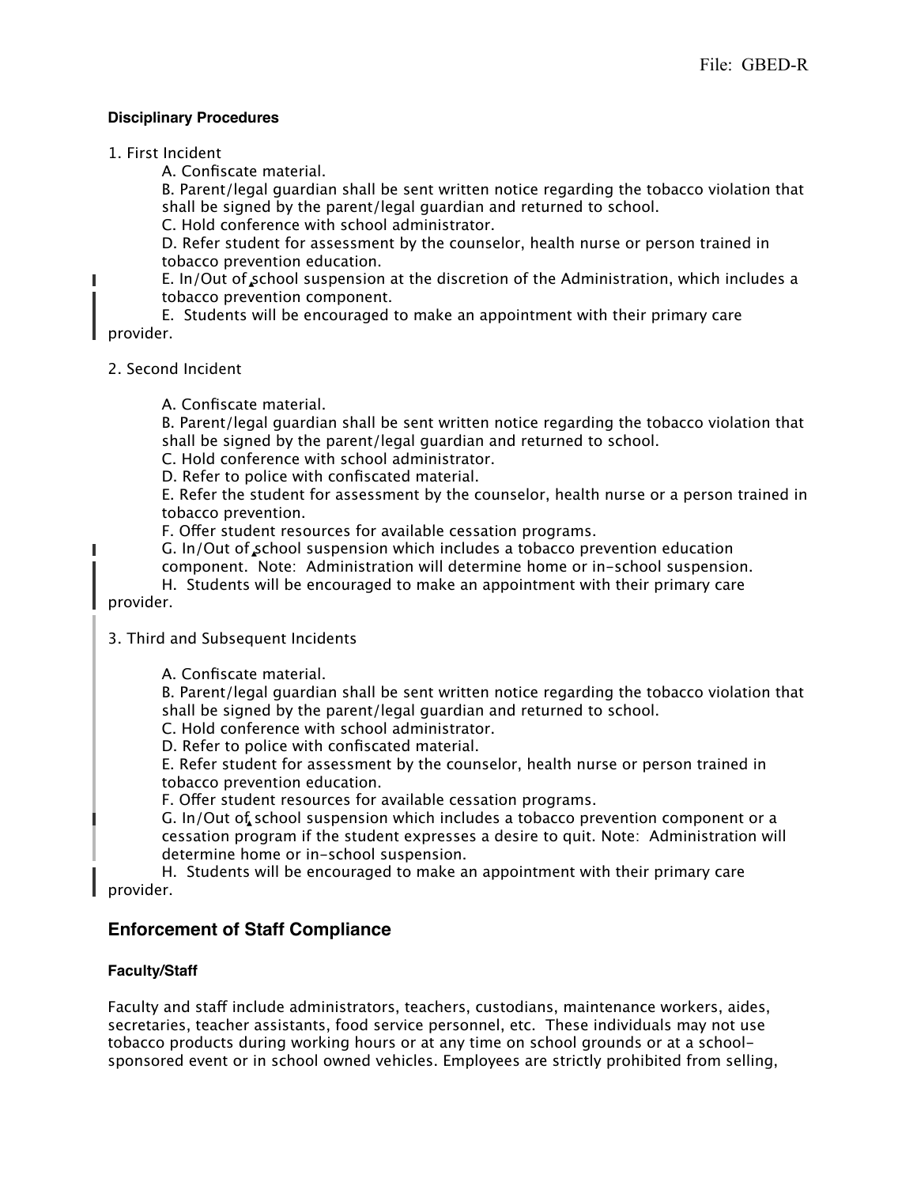**Disciplinary Procedures**

1. First Incident
   - A. Confiscate material.
   - B. Parent/legal guardian shall be sent written notice regarding the tobacco violation that shall be signed by the parent/legal guardian and returned to school.
   - C. Hold conference with school administrator.
   - D. Refer student for assessment by the counselor, health nurse or person trained in tobacco prevention education.
   - E. In/Out of school suspension at the discretion of the Administration, which includes a tobacco prevention component.
   - E. Students will be encouraged to make an appointment with their primary care provider.

2. Second Incident
   - A. Confiscate material.
   - B. Parent/legal guardian shall be sent written notice regarding the tobacco violation that shall be signed by the parent/legal guardian and returned to school.
   - C. Hold conference with school administrator.
   - D. Refer to police with confiscated material.
   - E. Refer the student for assessment by the counselor, health nurse or a person trained in tobacco prevention.
   - F. Offer student resources for available cessation programs.
   - G. In/Out of school suspension which includes a tobacco prevention education component. Note: Administration will determine home or in-school suspension.
   - H. Students will be encouraged to make an appointment with their primary care provider.

3. Third and Subsequent Incidents
   - A. Confiscate material.
   - B. Parent/legal guardian shall be sent written notice regarding the tobacco violation that shall be signed by the parent/legal guardian and returned to school.
   - C. Hold conference with school administrator.
   - D. Refer to police with confiscated material.
   - E. Refer student for assessment by the counselor, health nurse or person trained in tobacco prevention education.
   - F. Offer student resources for available cessation programs.
   - G. In/Out of school suspension which includes a tobacco prevention component or a cessation program if the student expresses a desire to quit. Note: Administration will determine home or in-school suspension.
   - H. Students will be encouraged to make an appointment with their primary care provider.

## Enforcement of Staff Compliance

**Faculty/Staff**

Faculty and staff include administrators, teachers, custodians, maintenance workers, aides, secretaries, teacher assistants, food service personnel, etc. These individuals may not use tobacco products during working hours or at any time on school grounds or at a school-sponsored event or in school owned vehicles. Employees are strictly prohibited from selling,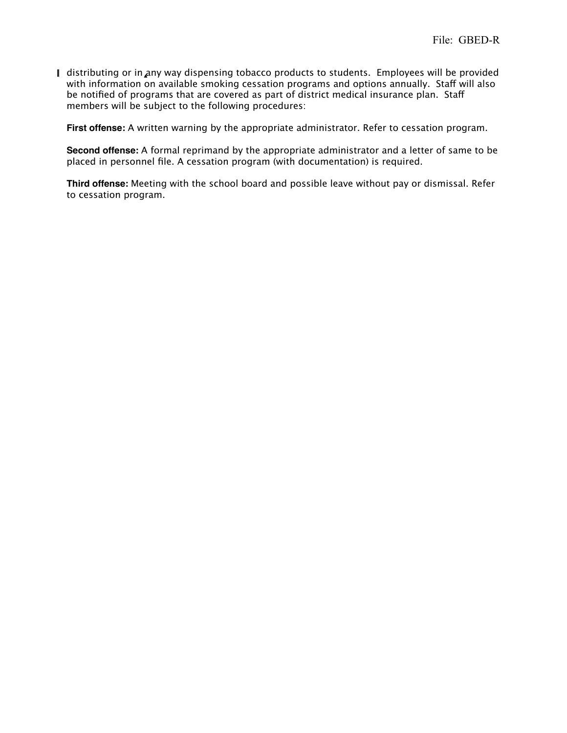distributing or in any way dispensing tobacco products to students. Employees will be provided with information on available smoking cessation programs and options annually. Staff will also be notified of programs that are covered as part of district medical insurance plan. Staff members will be subject to the following procedures:

**First offense:** A written warning by the appropriate administrator. Refer to cessation program.

**Second offense:** A formal reprimand by the appropriate administrator and a letter of same to be placed in personnel file. A cessation program (with documentation) is required.

**Third offense:** Meeting with the school board and possible leave without pay or dismissal. Refer to cessation program.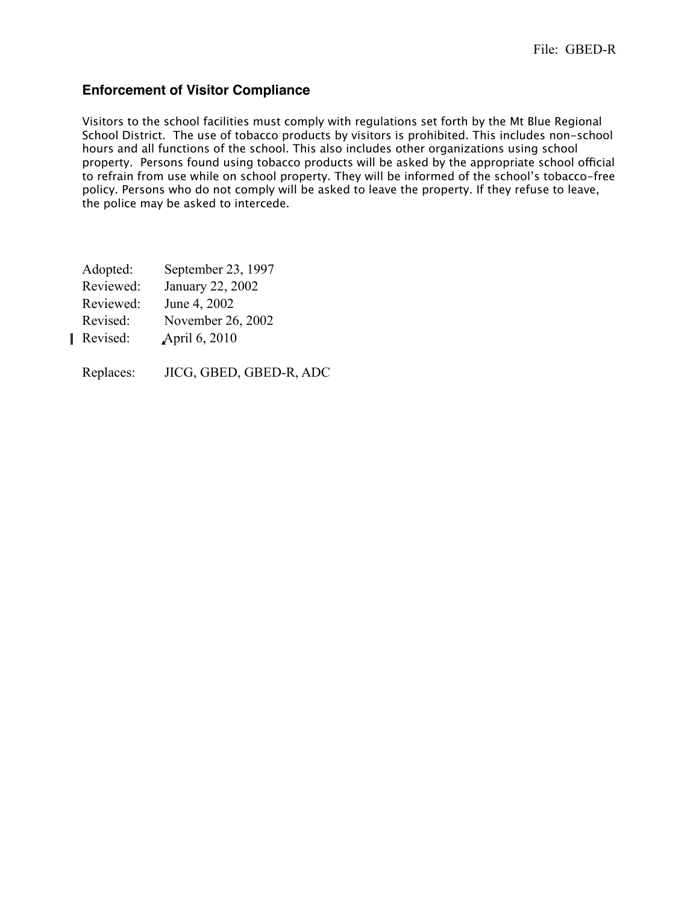File: GBED-R

## Enforcement of Visitor Compliance

Visitors to the school facilities must comply with regulations set forth by the Mt Blue Regional School District. The use of tobacco products by visitors is prohibited. This includes non-school hours and all functions of the school. This also includes other organizations using school property. Persons found using tobacco products will be asked by the appropriate school official to refrain from use while on school property. They will be informed of the school's tobacco-free policy. Persons who do not comply will be asked to leave the property. If they refuse to leave, the police may be asked to intercede.

| | |
|---|---|
| Adopted: | September 23, 1997 |
| Reviewed: | January 22, 2002 |
| Reviewed: | June 4, 2002 |
| Revised: | November 26, 2002 |
| Revised: | April 6, 2010 |

Replaces: JICG, GBED, GBED-R, ADC